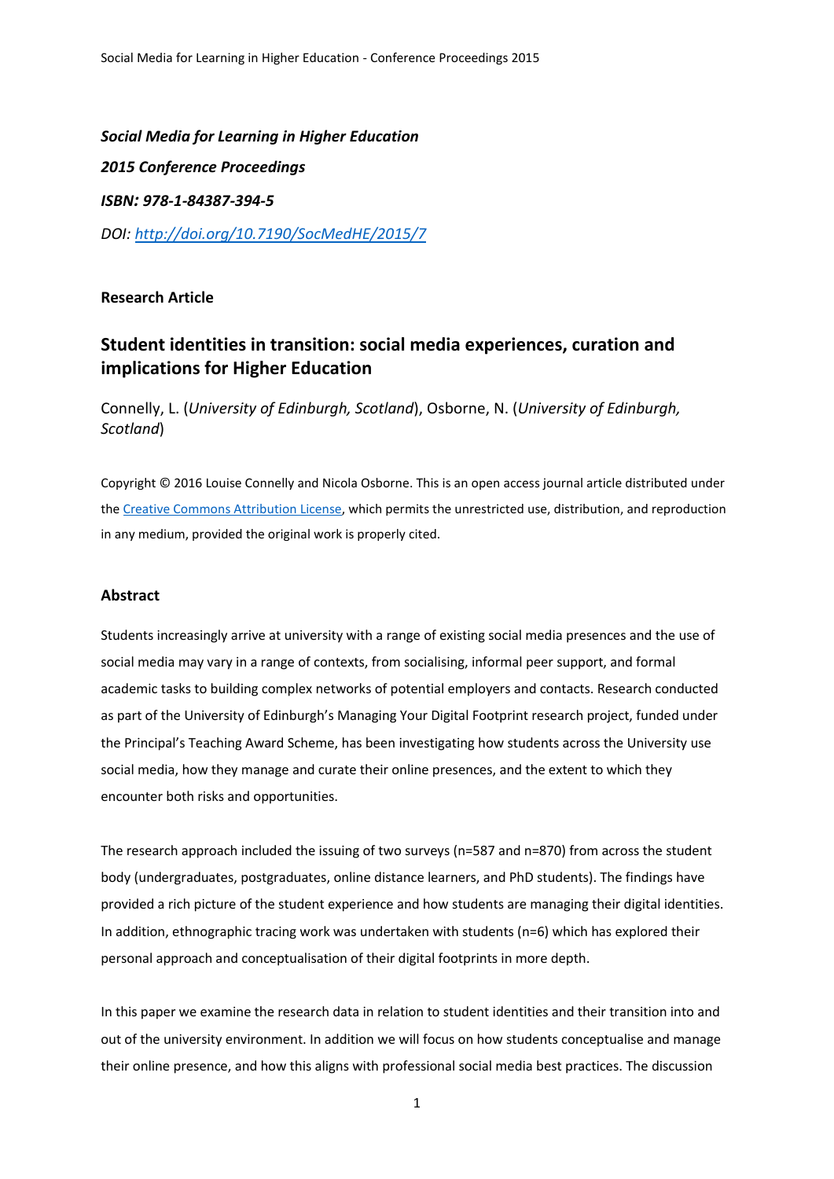***Social Media for Learning in Higher Education***

***2015 Conference Proceedings***

***ISBN: 978-1-84387-394-5***

*DOI: [http://doi.org/10.7190/SocMedHE/2015/7](http://doi.org/10.7190/SocMedHE/2015/7)*

**Research Article**

## Student identities in transition: social media experiences, curation and implications for Higher Education

Connelly, L. (*University of Edinburgh, Scotland*), Osborne, N. (*University of Edinburgh, Scotland*)

Copyright © 2016 Louise Connelly and Nicola Osborne. This is an open access journal article distributed under the [Creative Commons Attribution License](), which permits the unrestricted use, distribution, and reproduction in any medium, provided the original work is properly cited.

### Abstract

Students increasingly arrive at university with a range of existing social media presences and the use of social media may vary in a range of contexts, from socialising, informal peer support, and formal academic tasks to building complex networks of potential employers and contacts. Research conducted as part of the University of Edinburgh's Managing Your Digital Footprint research project, funded under the Principal's Teaching Award Scheme, has been investigating how students across the University use social media, how they manage and curate their online presences, and the extent to which they encounter both risks and opportunities.

The research approach included the issuing of two surveys (n=587 and n=870) from across the student body (undergraduates, postgraduates, online distance learners, and PhD students). The findings have provided a rich picture of the student experience and how students are managing their digital identities. In addition, ethnographic tracing work was undertaken with students (n=6) which has explored their personal approach and conceptualisation of their digital footprints in more depth.

In this paper we examine the research data in relation to student identities and their transition into and out of the university environment. In addition we will focus on how students conceptualise and manage their online presence, and how this aligns with professional social media best practices. The discussion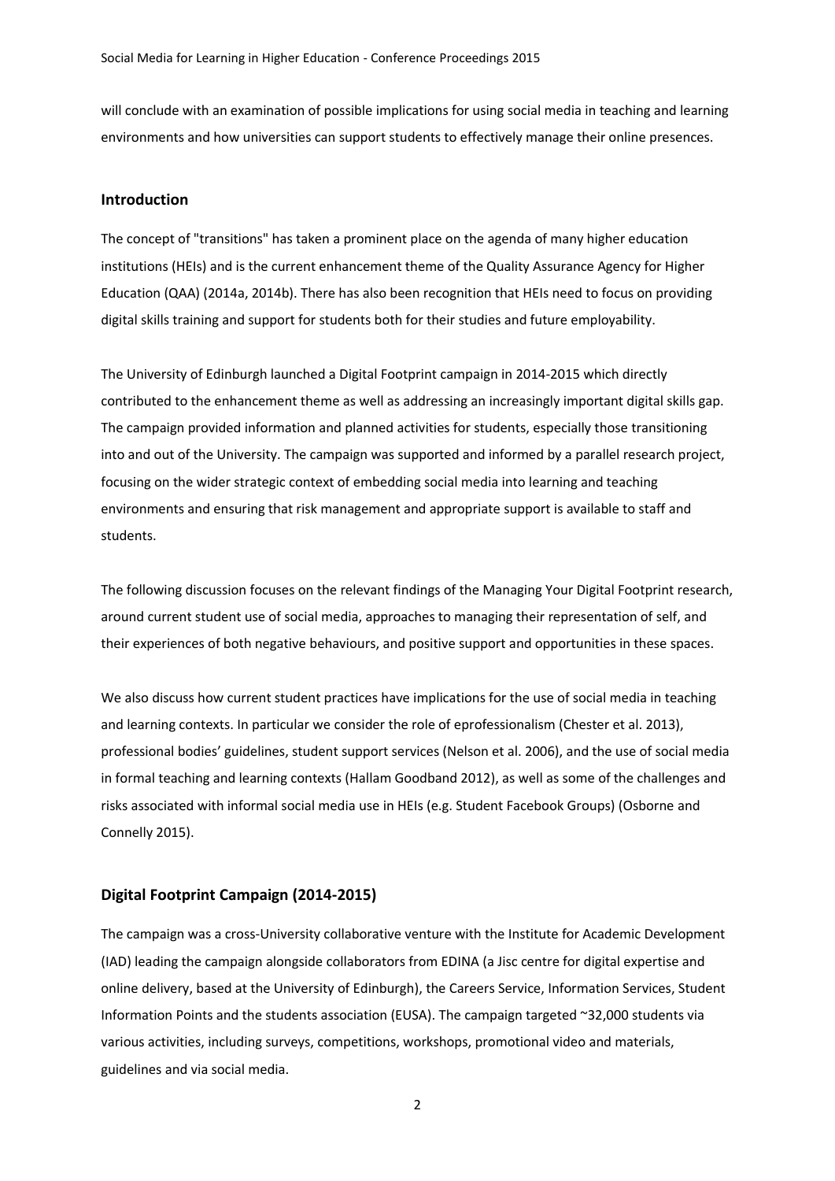will conclude with an examination of possible implications for using social media in teaching and learning environments and how universities can support students to effectively manage their online presences.

## Introduction

The concept of "transitions" has taken a prominent place on the agenda of many higher education institutions (HEIs) and is the current enhancement theme of the Quality Assurance Agency for Higher Education (QAA) (2014a, 2014b). There has also been recognition that HEIs need to focus on providing digital skills training and support for students both for their studies and future employability.

The University of Edinburgh launched a Digital Footprint campaign in 2014-2015 which directly contributed to the enhancement theme as well as addressing an increasingly important digital skills gap. The campaign provided information and planned activities for students, especially those transitioning into and out of the University. The campaign was supported and informed by a parallel research project, focusing on the wider strategic context of embedding social media into learning and teaching environments and ensuring that risk management and appropriate support is available to staff and students.

The following discussion focuses on the relevant findings of the Managing Your Digital Footprint research, around current student use of social media, approaches to managing their representation of self, and their experiences of both negative behaviours, and positive support and opportunities in these spaces.

We also discuss how current student practices have implications for the use of social media in teaching and learning contexts. In particular we consider the role of eprofessionalism (Chester et al. 2013), professional bodies' guidelines, student support services (Nelson et al. 2006), and the use of social media in formal teaching and learning contexts (Hallam Goodband 2012), as well as some of the challenges and risks associated with informal social media use in HEIs (e.g. Student Facebook Groups) (Osborne and Connelly 2015).

## Digital Footprint Campaign (2014-2015)

The campaign was a cross-University collaborative venture with the Institute for Academic Development (IAD) leading the campaign alongside collaborators from EDINA (a Jisc centre for digital expertise and online delivery, based at the University of Edinburgh), the Careers Service, Information Services, Student Information Points and the students association (EUSA). The campaign targeted ~32,000 students via various activities, including surveys, competitions, workshops, promotional video and materials, guidelines and via social media.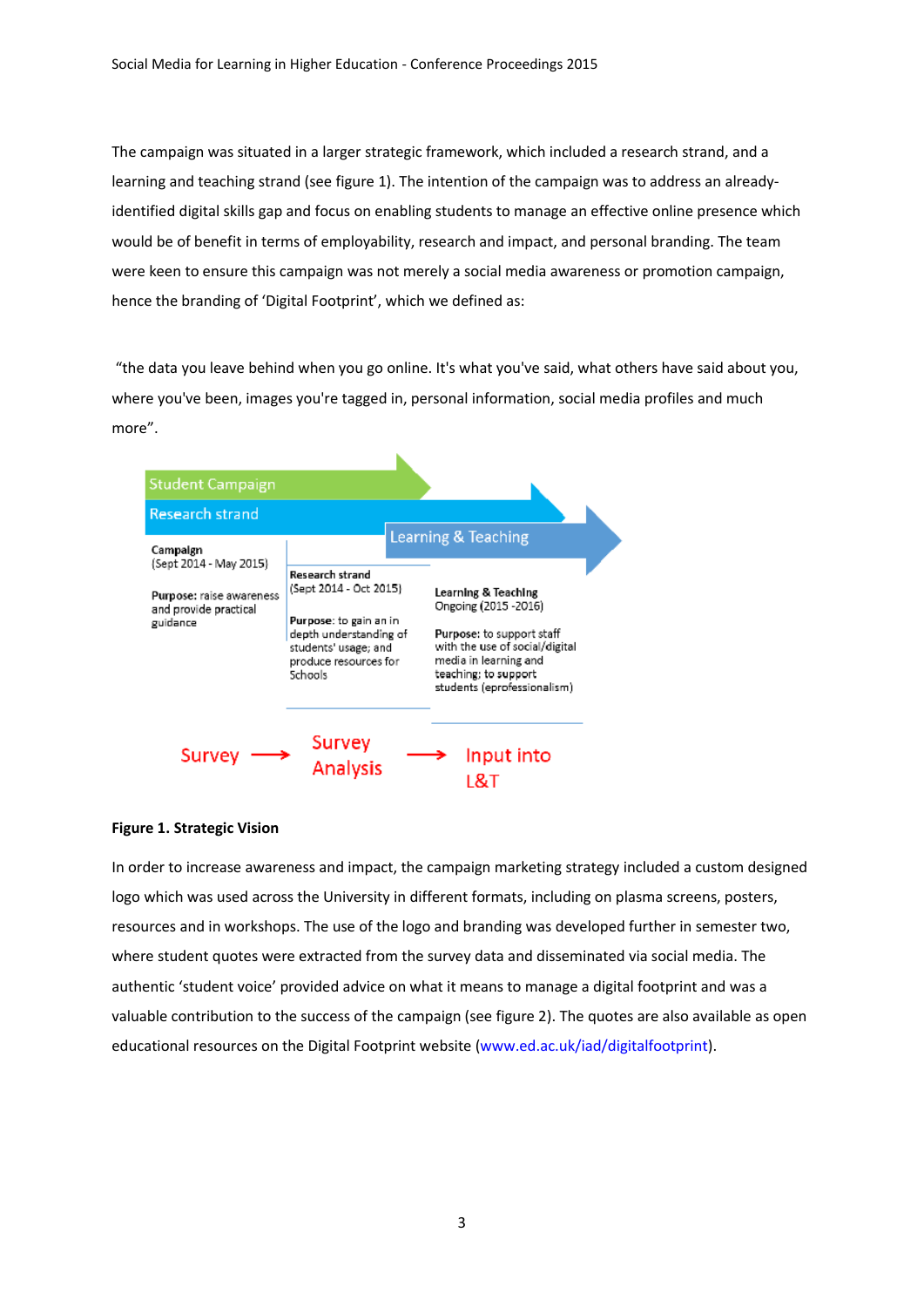The campaign was situated in a larger strategic framework, which included a research strand, and a learning and teaching strand (see figure 1). The intention of the campaign was to address an already-identified digital skills gap and focus on enabling students to manage an effective online presence which would be of benefit in terms of employability, research and impact, and personal branding. The team were keen to ensure this campaign was not merely a social media awareness or promotion campaign, hence the branding of 'Digital Footprint', which we defined as:

"the data you leave behind when you go online. It's what you've said, what others have said about you, where you've been, images you're tagged in, personal information, social media profiles and much more".

Student Campaign

Research strand

Learning & Teaching

**Campaign**
(Sept 2014 - May 2015)

**Purpose:** raise awareness and provide practical guidance

**Research strand**
(Sept 2014 - Oct 2015)

**Purpose**: to gain an in depth understanding of students' usage; and produce resources for Schools

**Learning & Teaching**
Ongoing (2015 -2016)

**Purpose:** to support staff with the use of social/digital media in learning and teaching; to support students (eprofessionalism)

Survey ⟶ Survey Analysis ⟶ Input into L&T

**Figure 1. Strategic Vision**

In order to increase awareness and impact, the campaign marketing strategy included a custom designed logo which was used across the University in different formats, including on plasma screens, posters, resources and in workshops. The use of the logo and branding was developed further in semester two, where student quotes were extracted from the survey data and disseminated via social media. The authentic 'student voice' provided advice on what it means to manage a digital footprint and was a valuable contribution to the success of the campaign (see figure 2). The quotes are also available as open educational resources on the Digital Footprint website (www.ed.ac.uk/iad/digitalfootprint).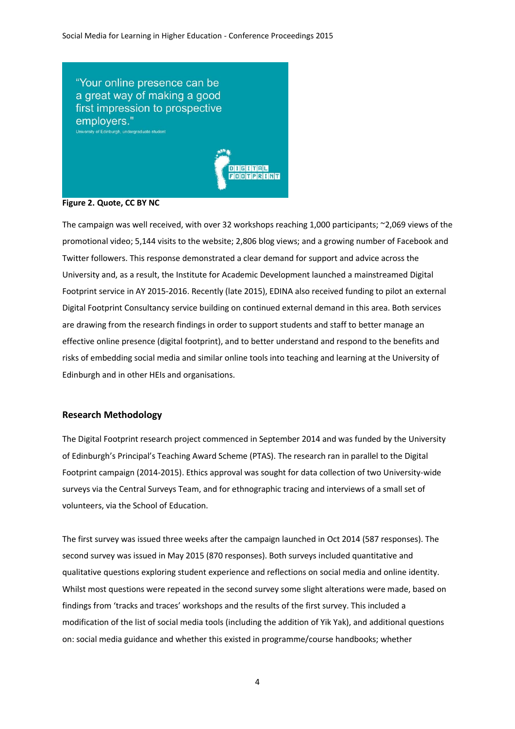"Your online presence can be a great way of making a good first impression to prospective employers."
University of Edinburgh, undergraduate student

DIGITAL FOOTPRINT

**Figure 2. Quote, CC BY NC**

The campaign was well received, with over 32 workshops reaching 1,000 participants; ~2,069 views of the promotional video; 5,144 visits to the website; 2,806 blog views; and a growing number of Facebook and Twitter followers. This response demonstrated a clear demand for support and advice across the University and, as a result, the Institute for Academic Development launched a mainstreamed Digital Footprint service in AY 2015-2016. Recently (late 2015), EDINA also received funding to pilot an external Digital Footprint Consultancy service building on continued external demand in this area. Both services are drawing from the research findings in order to support students and staff to better manage an effective online presence (digital footprint), and to better understand and respond to the benefits and risks of embedding social media and similar online tools into teaching and learning at the University of Edinburgh and in other HEIs and organisations.

## Research Methodology

The Digital Footprint research project commenced in September 2014 and was funded by the University of Edinburgh's Principal's Teaching Award Scheme (PTAS). The research ran in parallel to the Digital Footprint campaign (2014-2015). Ethics approval was sought for data collection of two University-wide surveys via the Central Surveys Team, and for ethnographic tracing and interviews of a small set of volunteers, via the School of Education.

The first survey was issued three weeks after the campaign launched in Oct 2014 (587 responses). The second survey was issued in May 2015 (870 responses). Both surveys included quantitative and qualitative questions exploring student experience and reflections on social media and online identity. Whilst most questions were repeated in the second survey some slight alterations were made, based on findings from 'tracks and traces' workshops and the results of the first survey. This included a modification of the list of social media tools (including the addition of Yik Yak), and additional questions on: social media guidance and whether this existed in programme/course handbooks; whether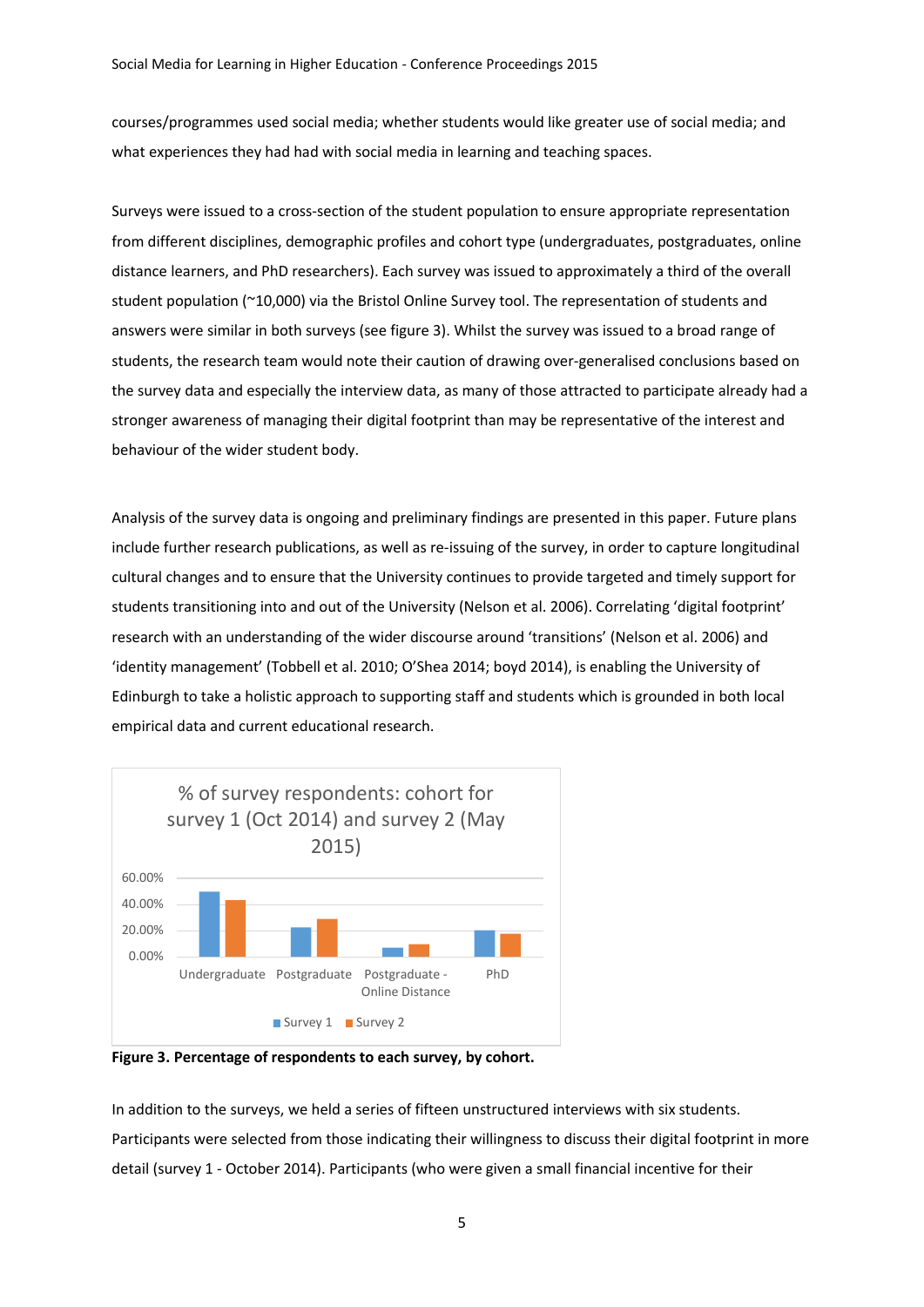courses/programmes used social media; whether students would like greater use of social media; and what experiences they had had with social media in learning and teaching spaces.

Surveys were issued to a cross-section of the student population to ensure appropriate representation from different disciplines, demographic profiles and cohort type (undergraduates, postgraduates, online distance learners, and PhD researchers). Each survey was issued to approximately a third of the overall student population (~10,000) via the Bristol Online Survey tool. The representation of students and answers were similar in both surveys (see figure 3). Whilst the survey was issued to a broad range of students, the research team would note their caution of drawing over-generalised conclusions based on the survey data and especially the interview data, as many of those attracted to participate already had a stronger awareness of managing their digital footprint than may be representative of the interest and behaviour of the wider student body.

Analysis of the survey data is ongoing and preliminary findings are presented in this paper. Future plans include further research publications, as well as re-issuing of the survey, in order to capture longitudinal cultural changes and to ensure that the University continues to provide targeted and timely support for students transitioning into and out of the University (Nelson et al. 2006). Correlating 'digital footprint' research with an understanding of the wider discourse around 'transitions' (Nelson et al. 2006) and 'identity management' (Tobbell et al. 2010; O'Shea 2014; boyd 2014), is enabling the University of Edinburgh to take a holistic approach to supporting staff and students which is grounded in both local empirical data and current educational research.

% of survey respondents: cohort for survey 1 (Oct 2014) and survey 2 (May 2015)

**Figure 3. Percentage of respondents to each survey, by cohort.**

In addition to the surveys, we held a series of fifteen unstructured interviews with six students. Participants were selected from those indicating their willingness to discuss their digital footprint in more detail (survey 1 - October 2014). Participants (who were given a small financial incentive for their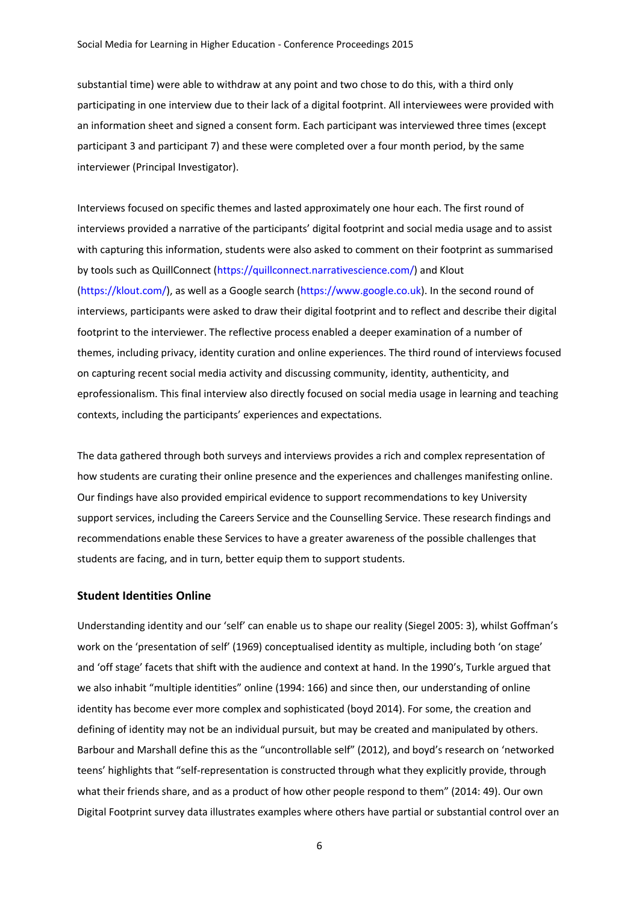substantial time) were able to withdraw at any point and two chose to do this, with a third only participating in one interview due to their lack of a digital footprint. All interviewees were provided with an information sheet and signed a consent form. Each participant was interviewed three times (except participant 3 and participant 7) and these were completed over a four month period, by the same interviewer (Principal Investigator).

Interviews focused on specific themes and lasted approximately one hour each. The first round of interviews provided a narrative of the participants' digital footprint and social media usage and to assist with capturing this information, students were also asked to comment on their footprint as summarised by tools such as QuillConnect (https://quillconnect.narrativescience.com/) and Klout (https://klout.com/), as well as a Google search (https://www.google.co.uk). In the second round of interviews, participants were asked to draw their digital footprint and to reflect and describe their digital footprint to the interviewer. The reflective process enabled a deeper examination of a number of themes, including privacy, identity curation and online experiences. The third round of interviews focused on capturing recent social media activity and discussing community, identity, authenticity, and eprofessionalism. This final interview also directly focused on social media usage in learning and teaching contexts, including the participants' experiences and expectations.

The data gathered through both surveys and interviews provides a rich and complex representation of how students are curating their online presence and the experiences and challenges manifesting online. Our findings have also provided empirical evidence to support recommendations to key University support services, including the Careers Service and the Counselling Service. These research findings and recommendations enable these Services to have a greater awareness of the possible challenges that students are facing, and in turn, better equip them to support students.

### Student Identities Online

Understanding identity and our 'self' can enable us to shape our reality (Siegel 2005: 3), whilst Goffman's work on the 'presentation of self' (1969) conceptualised identity as multiple, including both 'on stage' and 'off stage' facets that shift with the audience and context at hand. In the 1990's, Turkle argued that we also inhabit "multiple identities" online (1994: 166) and since then, our understanding of online identity has become ever more complex and sophisticated (boyd 2014). For some, the creation and defining of identity may not be an individual pursuit, but may be created and manipulated by others. Barbour and Marshall define this as the "uncontrollable self" (2012), and boyd's research on 'networked teens' highlights that "self-representation is constructed through what they explicitly provide, through what their friends share, and as a product of how other people respond to them" (2014: 49). Our own Digital Footprint survey data illustrates examples where others have partial or substantial control over an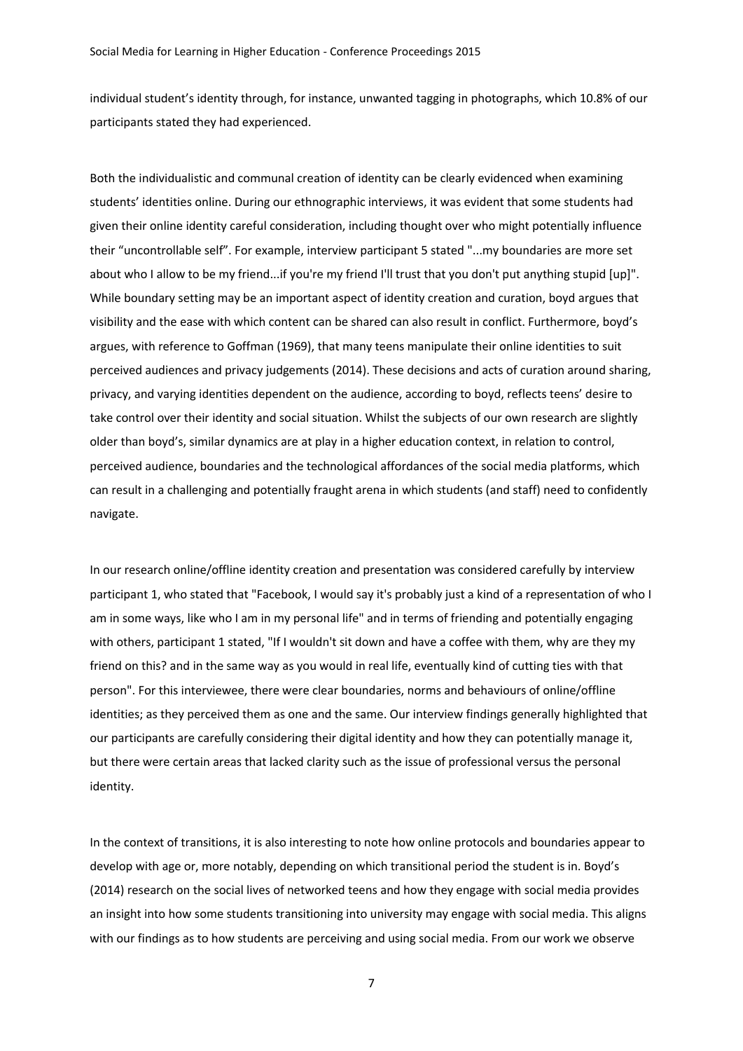individual student's identity through, for instance, unwanted tagging in photographs, which 10.8% of our participants stated they had experienced.

Both the individualistic and communal creation of identity can be clearly evidenced when examining students' identities online. During our ethnographic interviews, it was evident that some students had given their online identity careful consideration, including thought over who might potentially influence their "uncontrollable self". For example, interview participant 5 stated "...my boundaries are more set about who I allow to be my friend...if you're my friend I'll trust that you don't put anything stupid [up]". While boundary setting may be an important aspect of identity creation and curation, boyd argues that visibility and the ease with which content can be shared can also result in conflict. Furthermore, boyd's argues, with reference to Goffman (1969), that many teens manipulate their online identities to suit perceived audiences and privacy judgements (2014). These decisions and acts of curation around sharing, privacy, and varying identities dependent on the audience, according to boyd, reflects teens' desire to take control over their identity and social situation. Whilst the subjects of our own research are slightly older than boyd's, similar dynamics are at play in a higher education context, in relation to control, perceived audience, boundaries and the technological affordances of the social media platforms, which can result in a challenging and potentially fraught arena in which students (and staff) need to confidently navigate.

In our research online/offline identity creation and presentation was considered carefully by interview participant 1, who stated that "Facebook, I would say it's probably just a kind of a representation of who I am in some ways, like who I am in my personal life" and in terms of friending and potentially engaging with others, participant 1 stated, "If I wouldn't sit down and have a coffee with them, why are they my friend on this? and in the same way as you would in real life, eventually kind of cutting ties with that person". For this interviewee, there were clear boundaries, norms and behaviours of online/offline identities; as they perceived them as one and the same. Our interview findings generally highlighted that our participants are carefully considering their digital identity and how they can potentially manage it, but there were certain areas that lacked clarity such as the issue of professional versus the personal identity.

In the context of transitions, it is also interesting to note how online protocols and boundaries appear to develop with age or, more notably, depending on which transitional period the student is in. Boyd's (2014) research on the social lives of networked teens and how they engage with social media provides an insight into how some students transitioning into university may engage with social media. This aligns with our findings as to how students are perceiving and using social media. From our work we observe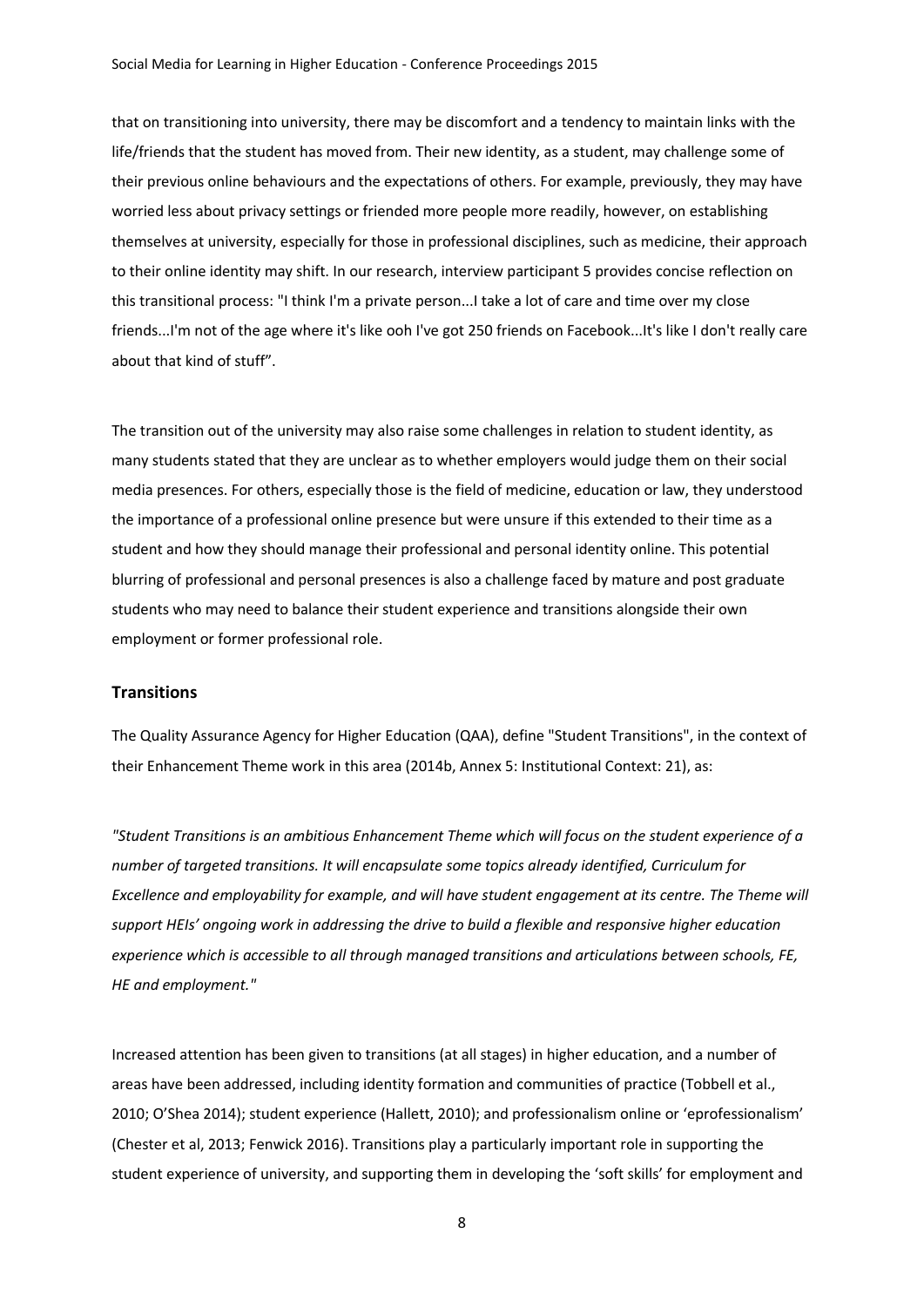that on transitioning into university, there may be discomfort and a tendency to maintain links with the life/friends that the student has moved from. Their new identity, as a student, may challenge some of their previous online behaviours and the expectations of others. For example, previously, they may have worried less about privacy settings or friended more people more readily, however, on establishing themselves at university, especially for those in professional disciplines, such as medicine, their approach to their online identity may shift. In our research, interview participant 5 provides concise reflection on this transitional process: "I think I'm a private person...I take a lot of care and time over my close friends...I'm not of the age where it's like ooh I've got 250 friends on Facebook...It's like I don't really care about that kind of stuff".

The transition out of the university may also raise some challenges in relation to student identity, as many students stated that they are unclear as to whether employers would judge them on their social media presences. For others, especially those is the field of medicine, education or law, they understood the importance of a professional online presence but were unsure if this extended to their time as a student and how they should manage their professional and personal identity online. This potential blurring of professional and personal presences is also a challenge faced by mature and post graduate students who may need to balance their student experience and transitions alongside their own employment or former professional role.

## Transitions

The Quality Assurance Agency for Higher Education (QAA), define "Student Transitions", in the context of their Enhancement Theme work in this area (2014b, Annex 5: Institutional Context: 21), as:

*"Student Transitions is an ambitious Enhancement Theme which will focus on the student experience of a number of targeted transitions. It will encapsulate some topics already identified, Curriculum for Excellence and employability for example, and will have student engagement at its centre. The Theme will support HEIs' ongoing work in addressing the drive to build a flexible and responsive higher education experience which is accessible to all through managed transitions and articulations between schools, FE, HE and employment."*

Increased attention has been given to transitions (at all stages) in higher education, and a number of areas have been addressed, including identity formation and communities of practice (Tobbell et al., 2010; O'Shea 2014); student experience (Hallett, 2010); and professionalism online or 'eprofessionalism' (Chester et al, 2013; Fenwick 2016). Transitions play a particularly important role in supporting the student experience of university, and supporting them in developing the 'soft skills' for employment and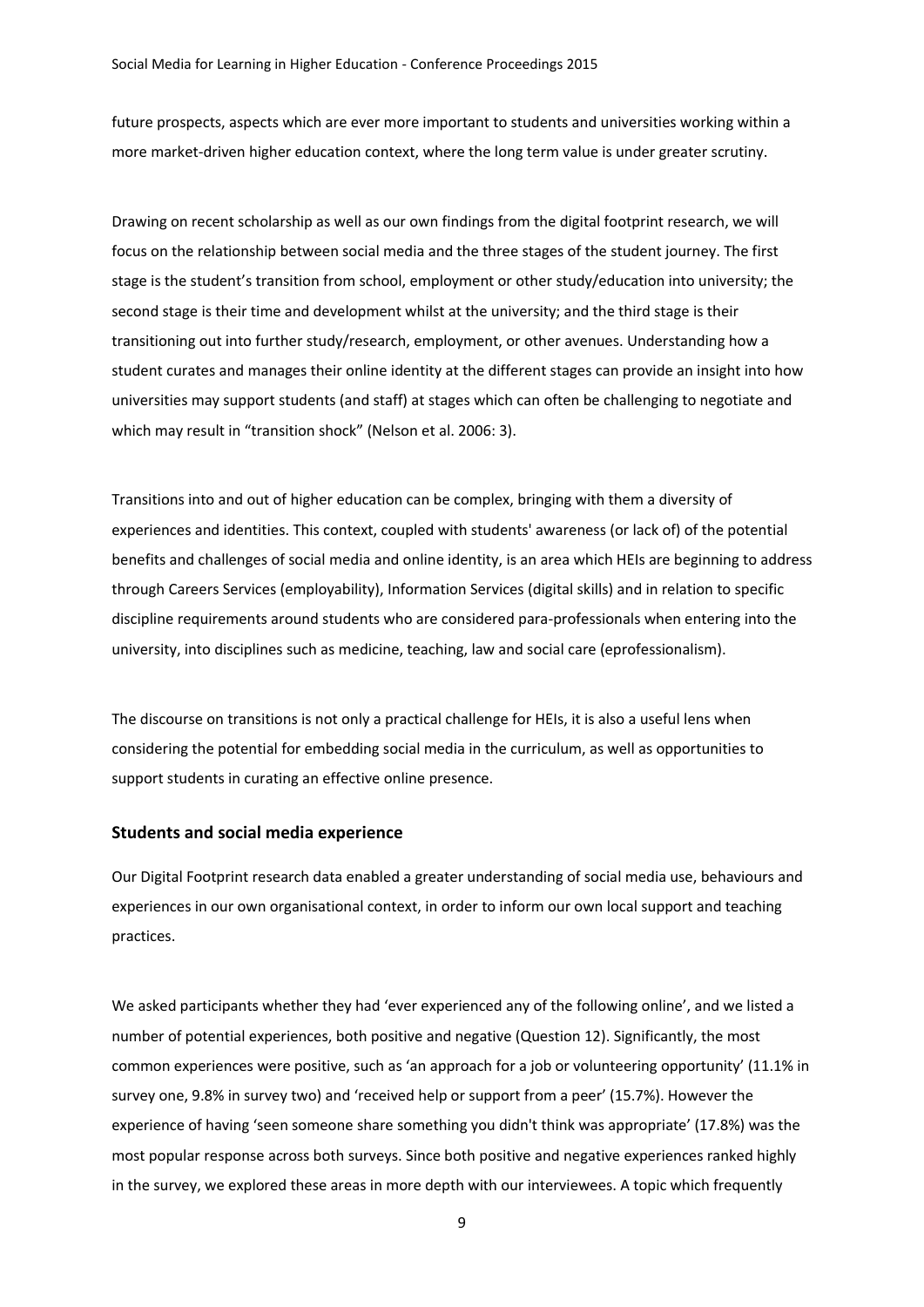future prospects, aspects which are ever more important to students and universities working within a more market-driven higher education context, where the long term value is under greater scrutiny.

Drawing on recent scholarship as well as our own findings from the digital footprint research, we will focus on the relationship between social media and the three stages of the student journey. The first stage is the student's transition from school, employment or other study/education into university; the second stage is their time and development whilst at the university; and the third stage is their transitioning out into further study/research, employment, or other avenues. Understanding how a student curates and manages their online identity at the different stages can provide an insight into how universities may support students (and staff) at stages which can often be challenging to negotiate and which may result in "transition shock" (Nelson et al. 2006: 3).

Transitions into and out of higher education can be complex, bringing with them a diversity of experiences and identities. This context, coupled with students' awareness (or lack of) of the potential benefits and challenges of social media and online identity, is an area which HEIs are beginning to address through Careers Services (employability), Information Services (digital skills) and in relation to specific discipline requirements around students who are considered para-professionals when entering into the university, into disciplines such as medicine, teaching, law and social care (eprofessionalism).

The discourse on transitions is not only a practical challenge for HEIs, it is also a useful lens when considering the potential for embedding social media in the curriculum, as well as opportunities to support students in curating an effective online presence.

## Students and social media experience

Our Digital Footprint research data enabled a greater understanding of social media use, behaviours and experiences in our own organisational context, in order to inform our own local support and teaching practices.

We asked participants whether they had 'ever experienced any of the following online', and we listed a number of potential experiences, both positive and negative (Question 12). Significantly, the most common experiences were positive, such as 'an approach for a job or volunteering opportunity' (11.1% in survey one, 9.8% in survey two) and 'received help or support from a peer' (15.7%). However the experience of having 'seen someone share something you didn't think was appropriate' (17.8%) was the most popular response across both surveys. Since both positive and negative experiences ranked highly in the survey, we explored these areas in more depth with our interviewees. A topic which frequently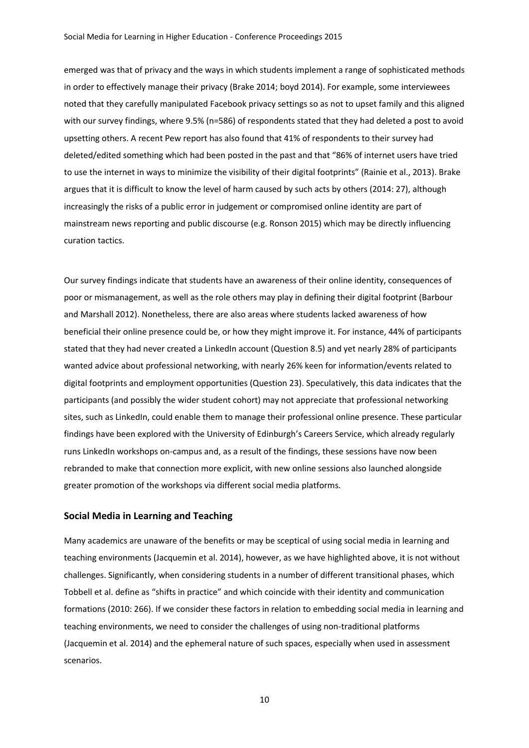emerged was that of privacy and the ways in which students implement a range of sophisticated methods in order to effectively manage their privacy (Brake 2014; boyd 2014). For example, some interviewees noted that they carefully manipulated Facebook privacy settings so as not to upset family and this aligned with our survey findings, where 9.5% (n=586) of respondents stated that they had deleted a post to avoid upsetting others. A recent Pew report has also found that 41% of respondents to their survey had deleted/edited something which had been posted in the past and that "86% of internet users have tried to use the internet in ways to minimize the visibility of their digital footprints" (Rainie et al., 2013). Brake argues that it is difficult to know the level of harm caused by such acts by others (2014: 27), although increasingly the risks of a public error in judgement or compromised online identity are part of mainstream news reporting and public discourse (e.g. Ronson 2015) which may be directly influencing curation tactics.

Our survey findings indicate that students have an awareness of their online identity, consequences of poor or mismanagement, as well as the role others may play in defining their digital footprint (Barbour and Marshall 2012). Nonetheless, there are also areas where students lacked awareness of how beneficial their online presence could be, or how they might improve it. For instance, 44% of participants stated that they had never created a LinkedIn account (Question 8.5) and yet nearly 28% of participants wanted advice about professional networking, with nearly 26% keen for information/events related to digital footprints and employment opportunities (Question 23). Speculatively, this data indicates that the participants (and possibly the wider student cohort) may not appreciate that professional networking sites, such as LinkedIn, could enable them to manage their professional online presence. These particular findings have been explored with the University of Edinburgh's Careers Service, which already regularly runs LinkedIn workshops on-campus and, as a result of the findings, these sessions have now been rebranded to make that connection more explicit, with new online sessions also launched alongside greater promotion of the workshops via different social media platforms.

## Social Media in Learning and Teaching

Many academics are unaware of the benefits or may be sceptical of using social media in learning and teaching environments (Jacquemin et al. 2014), however, as we have highlighted above, it is not without challenges. Significantly, when considering students in a number of different transitional phases, which Tobbell et al. define as "shifts in practice" and which coincide with their identity and communication formations (2010: 266). If we consider these factors in relation to embedding social media in learning and teaching environments, we need to consider the challenges of using non-traditional platforms (Jacquemin et al. 2014) and the ephemeral nature of such spaces, especially when used in assessment scenarios.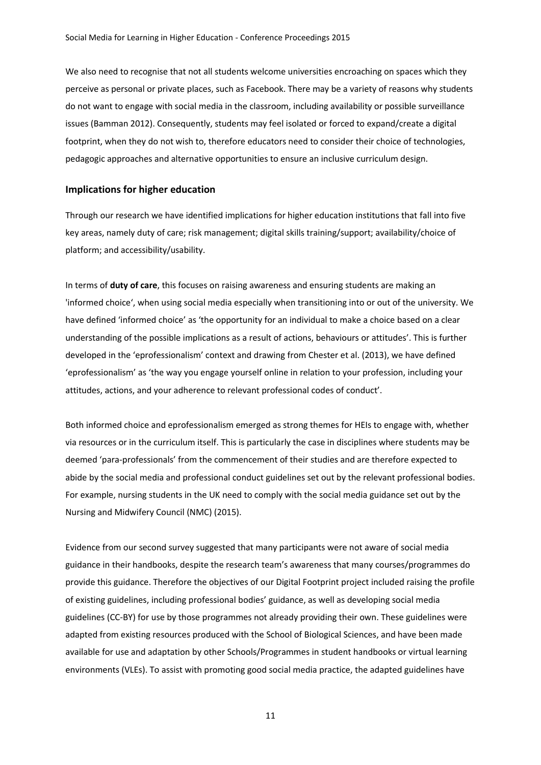We also need to recognise that not all students welcome universities encroaching on spaces which they perceive as personal or private places, such as Facebook. There may be a variety of reasons why students do not want to engage with social media in the classroom, including availability or possible surveillance issues (Bamman 2012). Consequently, students may feel isolated or forced to expand/create a digital footprint, when they do not wish to, therefore educators need to consider their choice of technologies, pedagogic approaches and alternative opportunities to ensure an inclusive curriculum design.

## Implications for higher education

Through our research we have identified implications for higher education institutions that fall into five key areas, namely duty of care; risk management; digital skills training/support; availability/choice of platform; and accessibility/usability.

In terms of **duty of care**, this focuses on raising awareness and ensuring students are making an 'informed choice', when using social media especially when transitioning into or out of the university. We have defined 'informed choice' as 'the opportunity for an individual to make a choice based on a clear understanding of the possible implications as a result of actions, behaviours or attitudes'. This is further developed in the 'eprofessionalism' context and drawing from Chester et al. (2013), we have defined 'eprofessionalism' as 'the way you engage yourself online in relation to your profession, including your attitudes, actions, and your adherence to relevant professional codes of conduct'.

Both informed choice and eprofessionalism emerged as strong themes for HEIs to engage with, whether via resources or in the curriculum itself. This is particularly the case in disciplines where students may be deemed 'para-professionals' from the commencement of their studies and are therefore expected to abide by the social media and professional conduct guidelines set out by the relevant professional bodies. For example, nursing students in the UK need to comply with the social media guidance set out by the Nursing and Midwifery Council (NMC) (2015).

Evidence from our second survey suggested that many participants were not aware of social media guidance in their handbooks, despite the research team's awareness that many courses/programmes do provide this guidance. Therefore the objectives of our Digital Footprint project included raising the profile of existing guidelines, including professional bodies' guidance, as well as developing social media guidelines (CC-BY) for use by those programmes not already providing their own. These guidelines were adapted from existing resources produced with the School of Biological Sciences, and have been made available for use and adaptation by other Schools/Programmes in student handbooks or virtual learning environments (VLEs). To assist with promoting good social media practice, the adapted guidelines have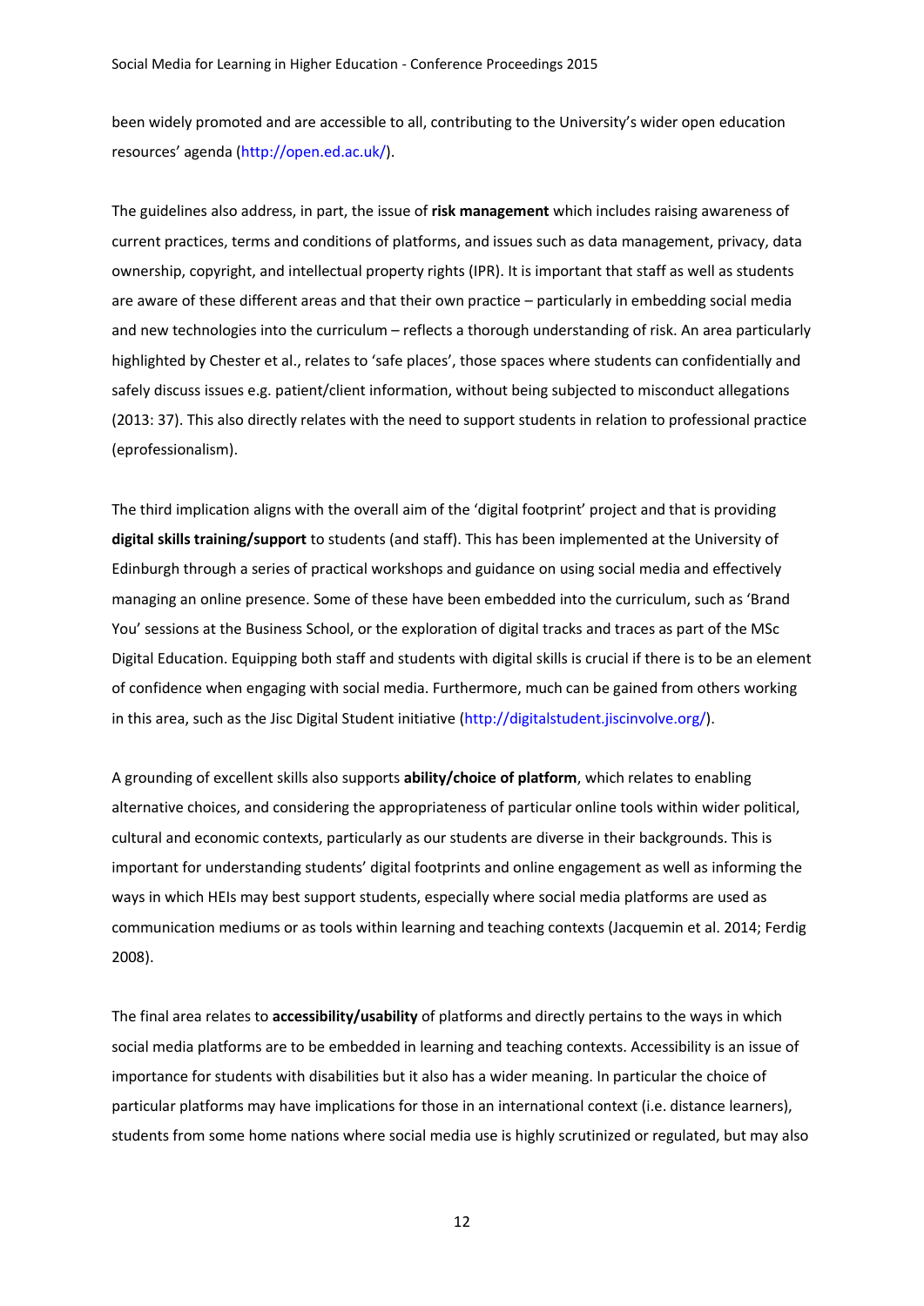been widely promoted and are accessible to all, contributing to the University's wider open education resources' agenda (http://open.ed.ac.uk/).

The guidelines also address, in part, the issue of **risk management** which includes raising awareness of current practices, terms and conditions of platforms, and issues such as data management, privacy, data ownership, copyright, and intellectual property rights (IPR). It is important that staff as well as students are aware of these different areas and that their own practice – particularly in embedding social media and new technologies into the curriculum – reflects a thorough understanding of risk. An area particularly highlighted by Chester et al., relates to 'safe places', those spaces where students can confidentially and safely discuss issues e.g. patient/client information, without being subjected to misconduct allegations (2013: 37). This also directly relates with the need to support students in relation to professional practice (eprofessionalism).

The third implication aligns with the overall aim of the 'digital footprint' project and that is providing **digital skills training/support** to students (and staff). This has been implemented at the University of Edinburgh through a series of practical workshops and guidance on using social media and effectively managing an online presence. Some of these have been embedded into the curriculum, such as 'Brand You' sessions at the Business School, or the exploration of digital tracks and traces as part of the MSc Digital Education. Equipping both staff and students with digital skills is crucial if there is to be an element of confidence when engaging with social media. Furthermore, much can be gained from others working in this area, such as the Jisc Digital Student initiative (http://digitalstudent.jiscinvolve.org/).

A grounding of excellent skills also supports **ability/choice of platform**, which relates to enabling alternative choices, and considering the appropriateness of particular online tools within wider political, cultural and economic contexts, particularly as our students are diverse in their backgrounds. This is important for understanding students' digital footprints and online engagement as well as informing the ways in which HEIs may best support students, especially where social media platforms are used as communication mediums or as tools within learning and teaching contexts (Jacquemin et al. 2014; Ferdig 2008).

The final area relates to **accessibility/usability** of platforms and directly pertains to the ways in which social media platforms are to be embedded in learning and teaching contexts. Accessibility is an issue of importance for students with disabilities but it also has a wider meaning. In particular the choice of particular platforms may have implications for those in an international context (i.e. distance learners), students from some home nations where social media use is highly scrutinized or regulated, but may also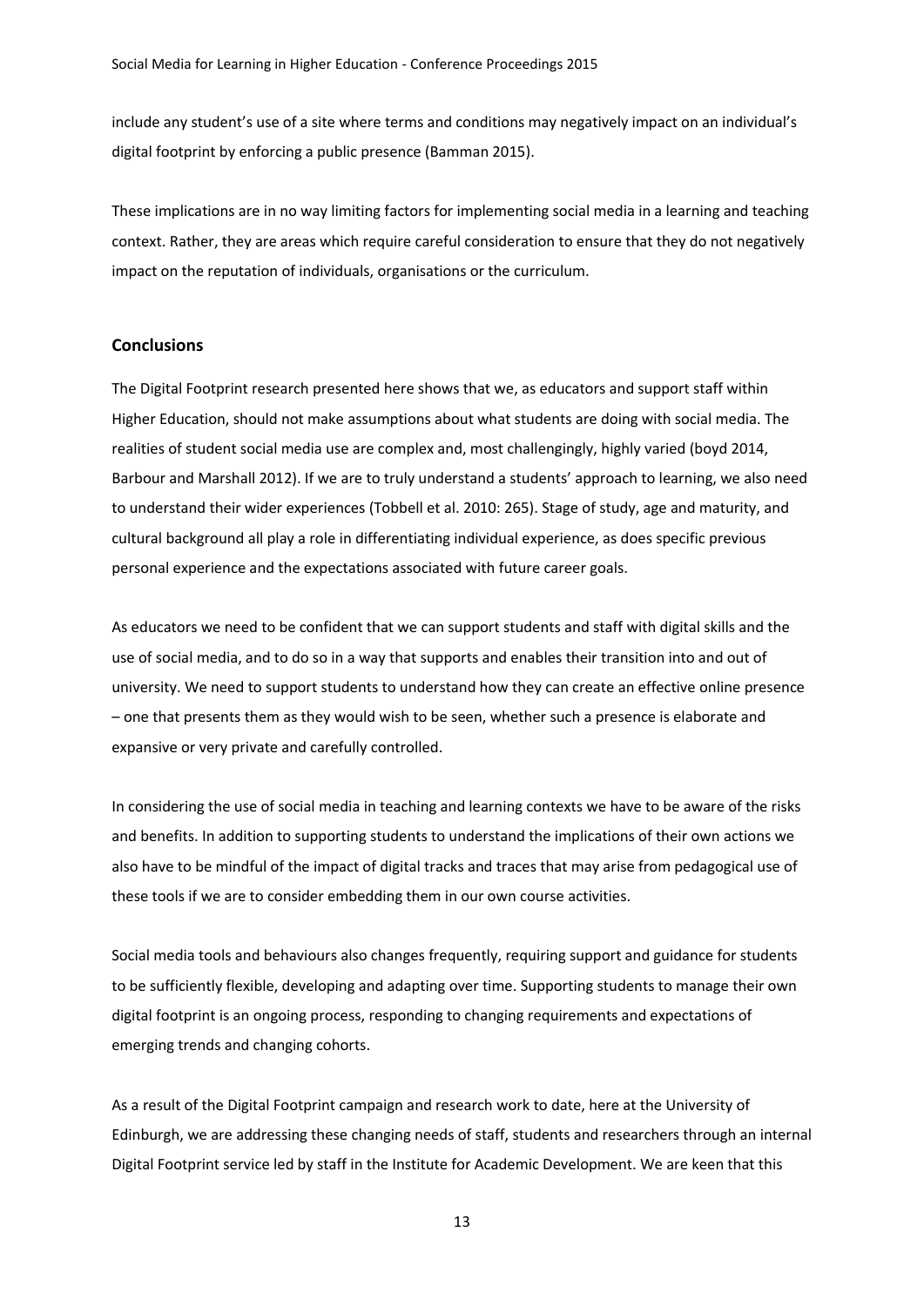include any student's use of a site where terms and conditions may negatively impact on an individual's digital footprint by enforcing a public presence (Bamman 2015).

These implications are in no way limiting factors for implementing social media in a learning and teaching context. Rather, they are areas which require careful consideration to ensure that they do not negatively impact on the reputation of individuals, organisations or the curriculum.

## Conclusions

The Digital Footprint research presented here shows that we, as educators and support staff within Higher Education, should not make assumptions about what students are doing with social media. The realities of student social media use are complex and, most challengingly, highly varied (boyd 2014, Barbour and Marshall 2012). If we are to truly understand a students' approach to learning, we also need to understand their wider experiences (Tobbell et al. 2010: 265). Stage of study, age and maturity, and cultural background all play a role in differentiating individual experience, as does specific previous personal experience and the expectations associated with future career goals.

As educators we need to be confident that we can support students and staff with digital skills and the use of social media, and to do so in a way that supports and enables their transition into and out of university. We need to support students to understand how they can create an effective online presence – one that presents them as they would wish to be seen, whether such a presence is elaborate and expansive or very private and carefully controlled.

In considering the use of social media in teaching and learning contexts we have to be aware of the risks and benefits. In addition to supporting students to understand the implications of their own actions we also have to be mindful of the impact of digital tracks and traces that may arise from pedagogical use of these tools if we are to consider embedding them in our own course activities.

Social media tools and behaviours also changes frequently, requiring support and guidance for students to be sufficiently flexible, developing and adapting over time. Supporting students to manage their own digital footprint is an ongoing process, responding to changing requirements and expectations of emerging trends and changing cohorts.

As a result of the Digital Footprint campaign and research work to date, here at the University of Edinburgh, we are addressing these changing needs of staff, students and researchers through an internal Digital Footprint service led by staff in the Institute for Academic Development. We are keen that this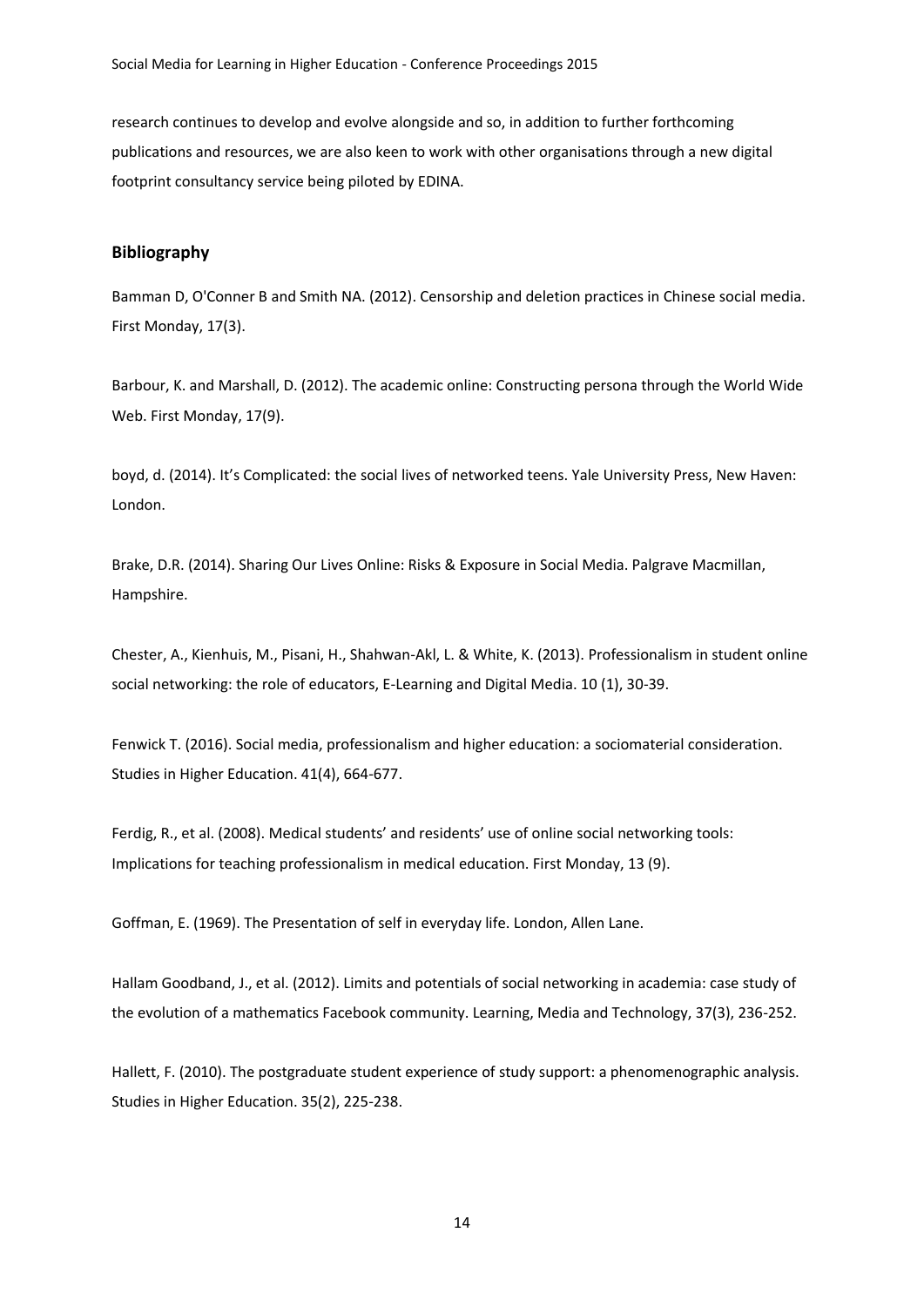research continues to develop and evolve alongside and so, in addition to further forthcoming publications and resources, we are also keen to work with other organisations through a new digital footprint consultancy service being piloted by EDINA.

### Bibliography

Bamman D, O'Conner B and Smith NA. (2012). Censorship and deletion practices in Chinese social media. First Monday, 17(3).

Barbour, K. and Marshall, D. (2012). The academic online: Constructing persona through the World Wide Web. First Monday, 17(9).

boyd, d. (2014). It's Complicated: the social lives of networked teens. Yale University Press, New Haven: London.

Brake, D.R. (2014). Sharing Our Lives Online: Risks & Exposure in Social Media. Palgrave Macmillan, Hampshire.

Chester, A., Kienhuis, M., Pisani, H., Shahwan-Akl, L. & White, K. (2013). Professionalism in student online social networking: the role of educators, E-Learning and Digital Media. 10 (1), 30-39.

Fenwick T. (2016). Social media, professionalism and higher education: a sociomaterial consideration. Studies in Higher Education. 41(4), 664-677.

Ferdig, R., et al. (2008). Medical students' and residents' use of online social networking tools: Implications for teaching professionalism in medical education. First Monday, 13 (9).

Goffman, E. (1969). The Presentation of self in everyday life. London, Allen Lane.

Hallam Goodband, J., et al. (2012). Limits and potentials of social networking in academia: case study of the evolution of a mathematics Facebook community. Learning, Media and Technology, 37(3), 236-252.

Hallett, F. (2010). The postgraduate student experience of study support: a phenomenographic analysis. Studies in Higher Education. 35(2), 225-238.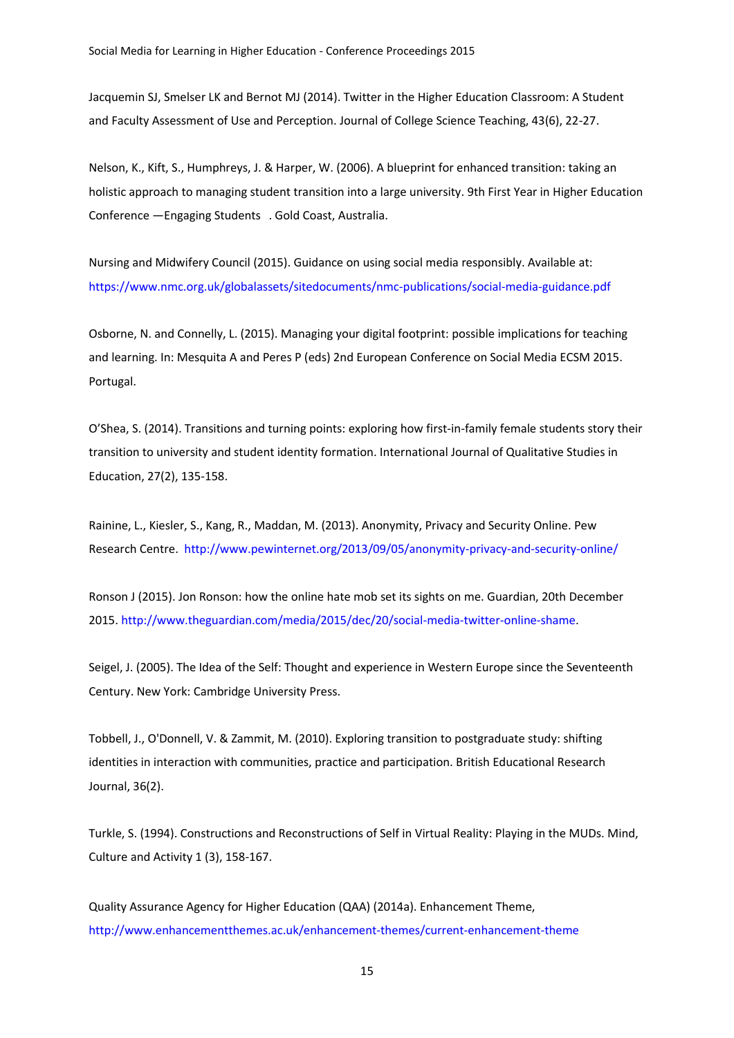Jacquemin SJ, Smelser LK and Bernot MJ (2014). Twitter in the Higher Education Classroom: A Student and Faculty Assessment of Use and Perception. Journal of College Science Teaching, 43(6), 22-27.

Nelson, K., Kift, S., Humphreys, J. & Harper, W. (2006). A blueprint for enhanced transition: taking an holistic approach to managing student transition into a large university. 9th First Year in Higher Education Conference —Engaging Students . Gold Coast, Australia.

Nursing and Midwifery Council (2015). Guidance on using social media responsibly. Available at: https://www.nmc.org.uk/globalassets/sitedocuments/nmc-publications/social-media-guidance.pdf

Osborne, N. and Connelly, L. (2015). Managing your digital footprint: possible implications for teaching and learning. In: Mesquita A and Peres P (eds) 2nd European Conference on Social Media ECSM 2015. Portugal.

O'Shea, S. (2014). Transitions and turning points: exploring how first-in-family female students story their transition to university and student identity formation. International Journal of Qualitative Studies in Education, 27(2), 135-158.

Rainine, L., Kiesler, S., Kang, R., Maddan, M. (2013). Anonymity, Privacy and Security Online. Pew Research Centre. http://www.pewinternet.org/2013/09/05/anonymity-privacy-and-security-online/

Ronson J (2015). Jon Ronson: how the online hate mob set its sights on me. Guardian, 20th December 2015. http://www.theguardian.com/media/2015/dec/20/social-media-twitter-online-shame.

Seigel, J. (2005). The Idea of the Self: Thought and experience in Western Europe since the Seventeenth Century. New York: Cambridge University Press.

Tobbell, J., O'Donnell, V. & Zammit, M. (2010). Exploring transition to postgraduate study: shifting identities in interaction with communities, practice and participation. British Educational Research Journal, 36(2).

Turkle, S. (1994). Constructions and Reconstructions of Self in Virtual Reality: Playing in the MUDs. Mind, Culture and Activity 1 (3), 158-167.

Quality Assurance Agency for Higher Education (QAA) (2014a). Enhancement Theme, http://www.enhancementthemes.ac.uk/enhancement-themes/current-enhancement-theme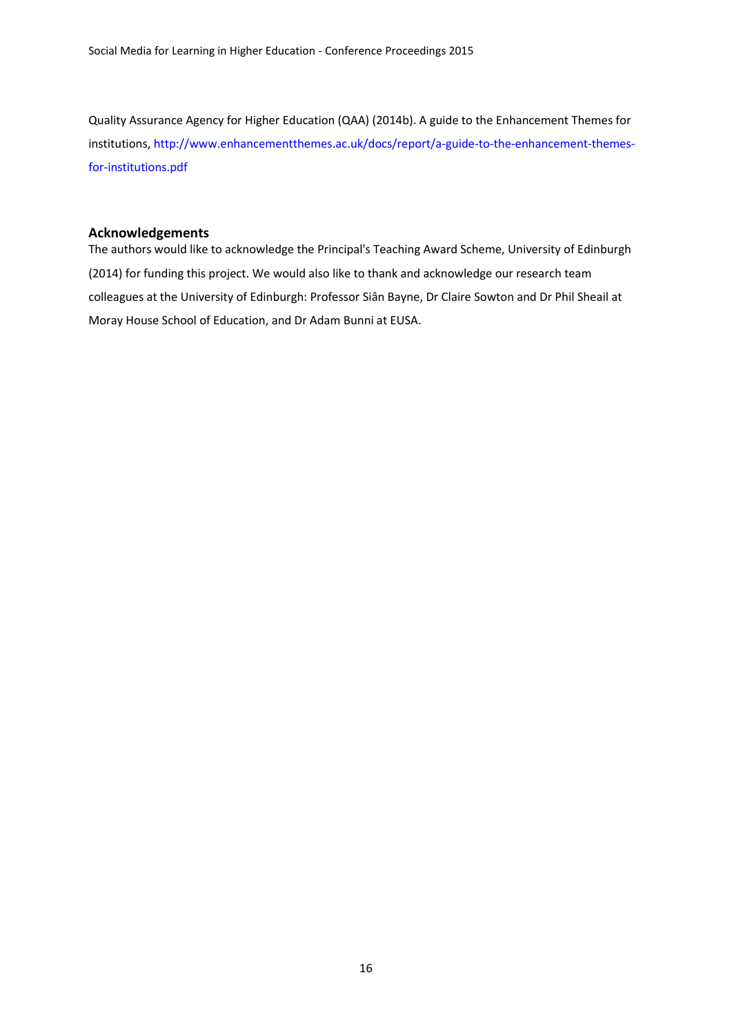Quality Assurance Agency for Higher Education (QAA) (2014b). A guide to the Enhancement Themes for institutions, http://www.enhancementthemes.ac.uk/docs/report/a-guide-to-the-enhancement-themes-for-institutions.pdf

## Acknowledgements

The authors would like to acknowledge the Principal's Teaching Award Scheme, University of Edinburgh (2014) for funding this project. We would also like to thank and acknowledge our research team colleagues at the University of Edinburgh: Professor Siân Bayne, Dr Claire Sowton and Dr Phil Sheail at Moray House School of Education, and Dr Adam Bunni at EUSA.